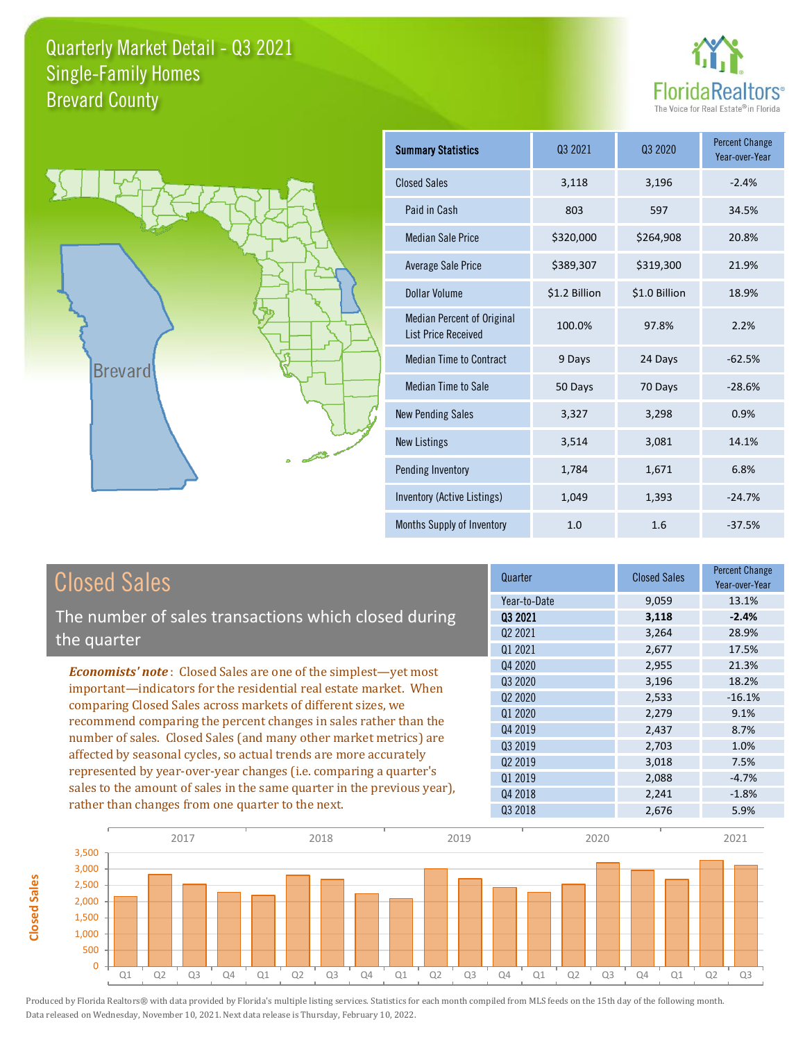# Quarterly Market Detail - Q3 2021
## Single-Family Homes
## Brevard County

| Summary Statistics | Q3 2021 | Q3 2020 | Percent Change Year-over-Year |
|---|---|---|---|
| Closed Sales | 3,118 | 3,196 | -2.4% |
| Paid in Cash | 803 | 597 | 34.5% |
| Median Sale Price | $320,000 | $264,908 | 20.8% |
| Average Sale Price | $389,307 | $319,300 | 21.9% |
| Dollar Volume | $1.2 Billion | $1.0 Billion | 18.9% |
| Median Percent of Original List Price Received | 100.0% | 97.8% | 2.2% |
| Median Time to Contract | 9 Days | 24 Days | -62.5% |
| Median Time to Sale | 50 Days | 70 Days | -28.6% |
| New Pending Sales | 3,327 | 3,298 | 0.9% |
| New Listings | 3,514 | 3,081 | 14.1% |
| Pending Inventory | 1,784 | 1,671 | 6.8% |
| Inventory (Active Listings) | 1,049 | 1,393 | -24.7% |
| Months Supply of Inventory | 1.0 | 1.6 | -37.5% |

## Closed Sales

The number of sales transactions which closed during the quarter

*Economists' note*: Closed Sales are one of the simplest—yet most important—indicators for the residential real estate market. When comparing Closed Sales across markets of different sizes, we recommend comparing the percent changes in sales rather than the number of sales. Closed Sales (and many other market metrics) are affected by seasonal cycles, so actual trends are more accurately represented by year-over-year changes (i.e. comparing a quarter's sales to the amount of sales in the same quarter in the previous year), rather than changes from one quarter to the next.

| Quarter | Closed Sales | Percent Change Year-over-Year |
|---|---|---|
| Year-to-Date | 9,059 | 13.1% |
| **Q3 2021** | **3,118** | **-2.4%** |
| Q2 2021 | 3,264 | 28.9% |
| Q1 2021 | 2,677 | 17.5% |
| Q4 2020 | 2,955 | 21.3% |
| Q3 2020 | 3,196 | 18.2% |
| Q2 2020 | 2,533 | -16.1% |
| Q1 2020 | 2,279 | 9.1% |
| Q4 2019 | 2,437 | 8.7% |
| Q3 2019 | 2,703 | 1.0% |
| Q2 2019 | 3,018 | 7.5% |
| Q1 2019 | 2,088 | -4.7% |
| Q4 2018 | 2,241 | -1.8% |
| Q3 2018 | 2,676 | 5.9% |

Produced by Florida Realtors® with data provided by Florida's multiple listing services. Statistics for each month compiled from MLS feeds on the 15th day of the following month. Data released on Wednesday, November 10, 2021. Next data release is Thursday, February 10, 2022.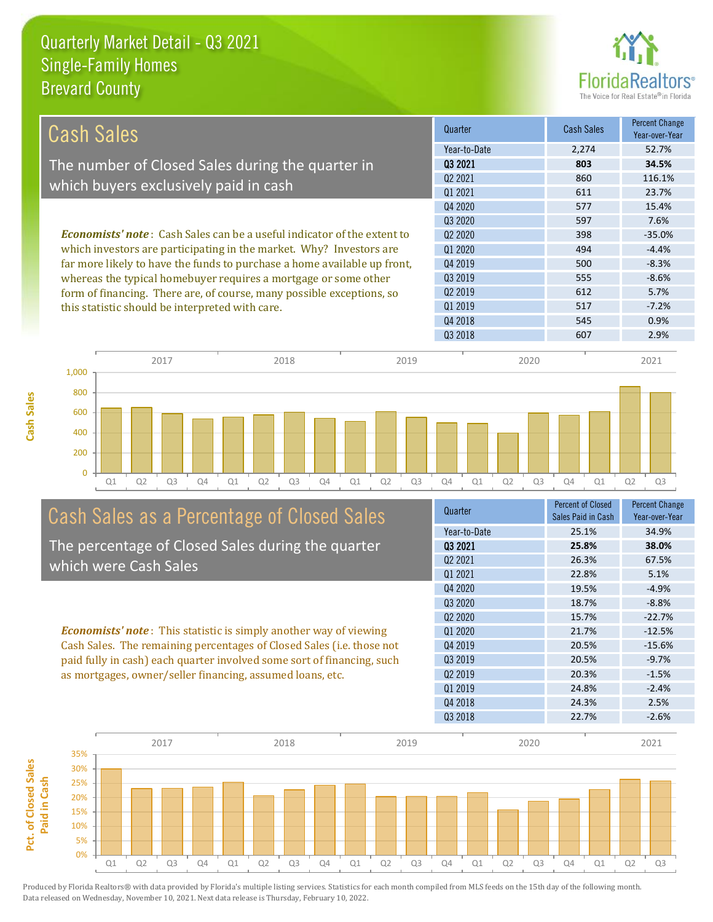# Quarterly Market Detail - Q3 2021
## Single-Family Homes
## Brevard County

## Cash Sales

The number of Closed Sales during the quarter in which buyers exclusively paid in cash

*Economists' note*: Cash Sales can be a useful indicator of the extent to which investors are participating in the market. Why? Investors are far more likely to have the funds to purchase a home available up front, whereas the typical homebuyer requires a mortgage or some other form of financing. There are, of course, many possible exceptions, so this statistic should be interpreted with care.

| Quarter | Cash Sales | Percent Change Year-over-Year |
|---|---|---|
| Year-to-Date | 2,274 | 52.7% |
| **Q3 2021** | **803** | **34.5%** |
| Q2 2021 | 860 | 116.1% |
| Q1 2021 | 611 | 23.7% |
| Q4 2020 | 577 | 15.4% |
| Q3 2020 | 597 | 7.6% |
| Q2 2020 | 398 | -35.0% |
| Q1 2020 | 494 | -4.4% |
| Q4 2019 | 500 | -8.3% |
| Q3 2019 | 555 | -8.6% |
| Q2 2019 | 612 | 5.7% |
| Q1 2019 | 517 | -7.2% |
| Q4 2018 | 545 | 0.9% |
| Q3 2018 | 607 | 2.9% |

## Cash Sales as a Percentage of Closed Sales

The percentage of Closed Sales during the quarter which were Cash Sales

*Economists' note*: This statistic is simply another way of viewing Cash Sales. The remaining percentages of Closed Sales (i.e. those not paid fully in cash) each quarter involved some sort of financing, such as mortgages, owner/seller financing, assumed loans, etc.

| Quarter | Percent of Closed Sales Paid in Cash | Percent Change Year-over-Year |
|---|---|---|
| Year-to-Date | 25.1% | 34.9% |
| **Q3 2021** | **25.8%** | **38.0%** |
| Q2 2021 | 26.3% | 67.5% |
| Q1 2021 | 22.8% | 5.1% |
| Q4 2020 | 19.5% | -4.9% |
| Q3 2020 | 18.7% | -8.8% |
| Q2 2020 | 15.7% | -22.7% |
| Q1 2020 | 21.7% | -12.5% |
| Q4 2019 | 20.5% | -15.6% |
| Q3 2019 | 20.5% | -9.7% |
| Q2 2019 | 20.3% | -1.5% |
| Q1 2019 | 24.8% | -2.4% |
| Q4 2018 | 24.3% | 2.5% |
| Q3 2018 | 22.7% | -2.6% |

Produced by Florida Realtors® with data provided by Florida's multiple listing services. Statistics for each month compiled from MLS feeds on the 15th day of the following month. Data released on Wednesday, November 10, 2021. Next data release is Thursday, February 10, 2022.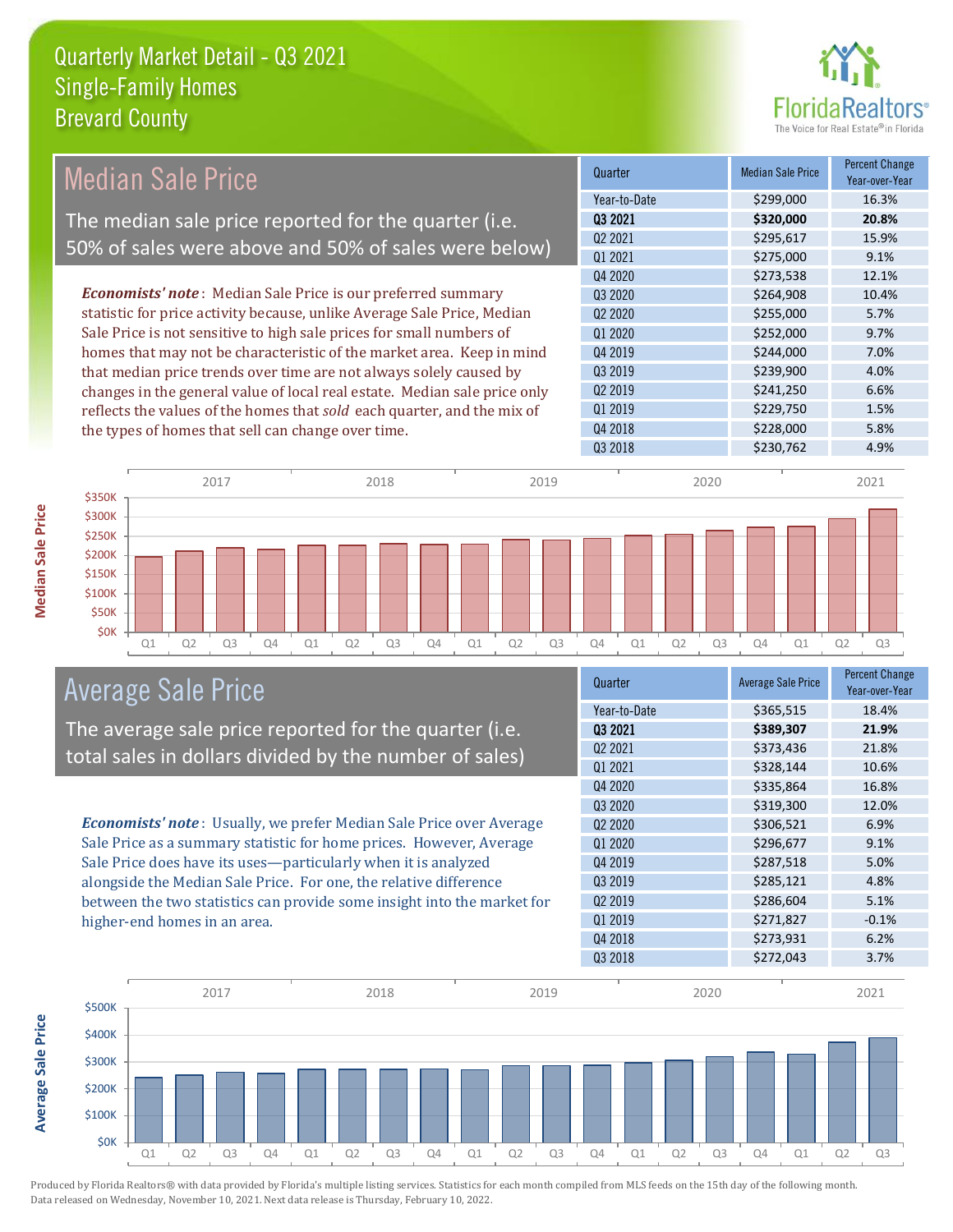# Quarterly Market Detail - Q3 2021
## Single-Family Homes
## Brevard County

## Median Sale Price

The median sale price reported for the quarter (i.e. 50% of sales were above and 50% of sales were below)

***Economists' note***: Median Sale Price is our preferred summary statistic for price activity because, unlike Average Sale Price, Median Sale Price is not sensitive to high sale prices for small numbers of homes that may not be characteristic of the market area. Keep in mind that median price trends over time are not always solely caused by changes in the general value of local real estate. Median sale price only reflects the values of the homes that *sold* each quarter, and the mix of the types of homes that sell can change over time.

| Quarter | Median Sale Price | Percent Change Year-over-Year |
|---|---|---|
| Year-to-Date | $299,000 | 16.3% |
| **Q3 2021** | **$320,000** | **20.8%** |
| Q2 2021 | $295,617 | 15.9% |
| Q1 2021 | $275,000 | 9.1% |
| Q4 2020 | $273,538 | 12.1% |
| Q3 2020 | $264,908 | 10.4% |
| Q2 2020 | $255,000 | 5.7% |
| Q1 2020 | $252,000 | 9.7% |
| Q4 2019 | $244,000 | 7.0% |
| Q3 2019 | $239,900 | 4.0% |
| Q2 2019 | $241,250 | 6.6% |
| Q1 2019 | $229,750 | 1.5% |
| Q4 2018 | $228,000 | 5.8% |
| Q3 2018 | $230,762 | 4.9% |

## Average Sale Price

The average sale price reported for the quarter (i.e. total sales in dollars divided by the number of sales)

***Economists' note***: Usually, we prefer Median Sale Price over Average Sale Price as a summary statistic for home prices. However, Average Sale Price does have its uses—particularly when it is analyzed alongside the Median Sale Price. For one, the relative difference between the two statistics can provide some insight into the market for higher-end homes in an area.

| Quarter | Average Sale Price | Percent Change Year-over-Year |
|---|---|---|
| Year-to-Date | $365,515 | 18.4% |
| **Q3 2021** | **$389,307** | **21.9%** |
| Q2 2021 | $373,436 | 21.8% |
| Q1 2021 | $328,144 | 10.6% |
| Q4 2020 | $335,864 | 16.8% |
| Q3 2020 | $319,300 | 12.0% |
| Q2 2020 | $306,521 | 6.9% |
| Q1 2020 | $296,677 | 9.1% |
| Q4 2019 | $287,518 | 5.0% |
| Q3 2019 | $285,121 | 4.8% |
| Q2 2019 | $286,604 | 5.1% |
| Q1 2019 | $271,827 | -0.1% |
| Q4 2018 | $273,931 | 6.2% |
| Q3 2018 | $272,043 | 3.7% |

Produced by Florida Realtors® with data provided by Florida's multiple listing services. Statistics for each month compiled from MLS feeds on the 15th day of the following month. Data released on Wednesday, November 10, 2021. Next data release is Thursday, February 10, 2022.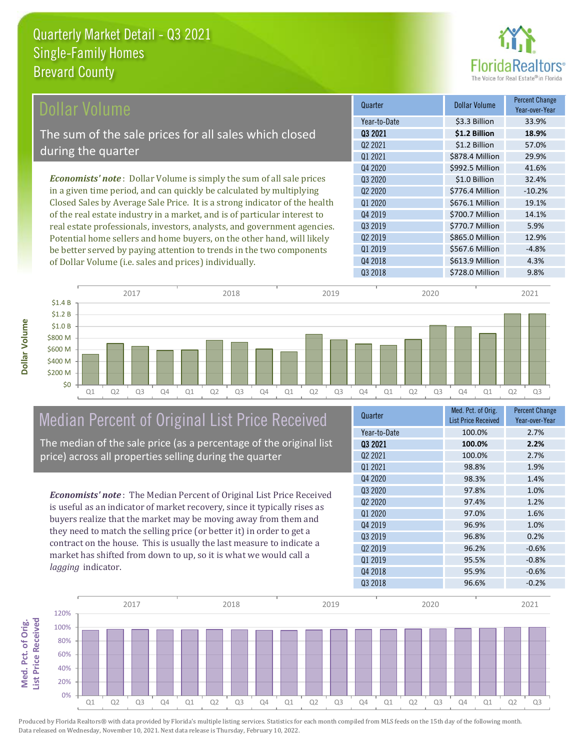# Quarterly Market Detail - Q3 2021
## Single-Family Homes
## Brevard County

## Dollar Volume

The sum of the sale prices for all sales which closed during the quarter

*Economists' note*: Dollar Volume is simply the sum of all sale prices in a given time period, and can quickly be calculated by multiplying Closed Sales by Average Sale Price. It is a strong indicator of the health of the real estate industry in a market, and is of particular interest to real estate professionals, investors, analysts, and government agencies. Potential home sellers and home buyers, on the other hand, will likely be better served by paying attention to trends in the two components of Dollar Volume (i.e. sales and prices) individually.

| Quarter | Dollar Volume | Percent Change Year-over-Year |
|---|---|---|
| Year-to-Date | $3.3 Billion | 33.9% |
| **Q3 2021** | **$1.2 Billion** | **18.9%** |
| Q2 2021 | $1.2 Billion | 57.0% |
| Q1 2021 | $878.4 Million | 29.9% |
| Q4 2020 | $992.5 Million | 41.6% |
| Q3 2020 | $1.0 Billion | 32.4% |
| Q2 2020 | $776.4 Million | -10.2% |
| Q1 2020 | $676.1 Million | 19.1% |
| Q4 2019 | $700.7 Million | 14.1% |
| Q3 2019 | $770.7 Million | 5.9% |
| Q2 2019 | $865.0 Million | 12.9% |
| Q1 2019 | $567.6 Million | -4.8% |
| Q4 2018 | $613.9 Million | 4.3% |
| Q3 2018 | $728.0 Million | 9.8% |

## Median Percent of Original List Price Received

The median of the sale price (as a percentage of the original list price) across all properties selling during the quarter

*Economists' note*: The Median Percent of Original List Price Received is useful as an indicator of market recovery, since it typically rises as buyers realize that the market may be moving away from them and they need to match the selling price (or better it) in order to get a contract on the house. This is usually the last measure to indicate a market has shifted from down to up, so it is what we would call a *lagging* indicator.

| Quarter | Med. Pct. of Orig. List Price Received | Percent Change Year-over-Year |
|---|---|---|
| Year-to-Date | 100.0% | 2.7% |
| **Q3 2021** | **100.0%** | **2.2%** |
| Q2 2021 | 100.0% | 2.7% |
| Q1 2021 | 98.8% | 1.9% |
| Q4 2020 | 98.3% | 1.4% |
| Q3 2020 | 97.8% | 1.0% |
| Q2 2020 | 97.4% | 1.2% |
| Q1 2020 | 97.0% | 1.6% |
| Q4 2019 | 96.9% | 1.0% |
| Q3 2019 | 96.8% | 0.2% |
| Q2 2019 | 96.2% | -0.6% |
| Q1 2019 | 95.5% | -0.8% |
| Q4 2018 | 95.9% | -0.6% |
| Q3 2018 | 96.6% | -0.2% |

Produced by Florida Realtors® with data provided by Florida's multiple listing services. Statistics for each month compiled from MLS feeds on the 15th day of the following month. Data released on Wednesday, November 10, 2021. Next data release is Thursday, February 10, 2022.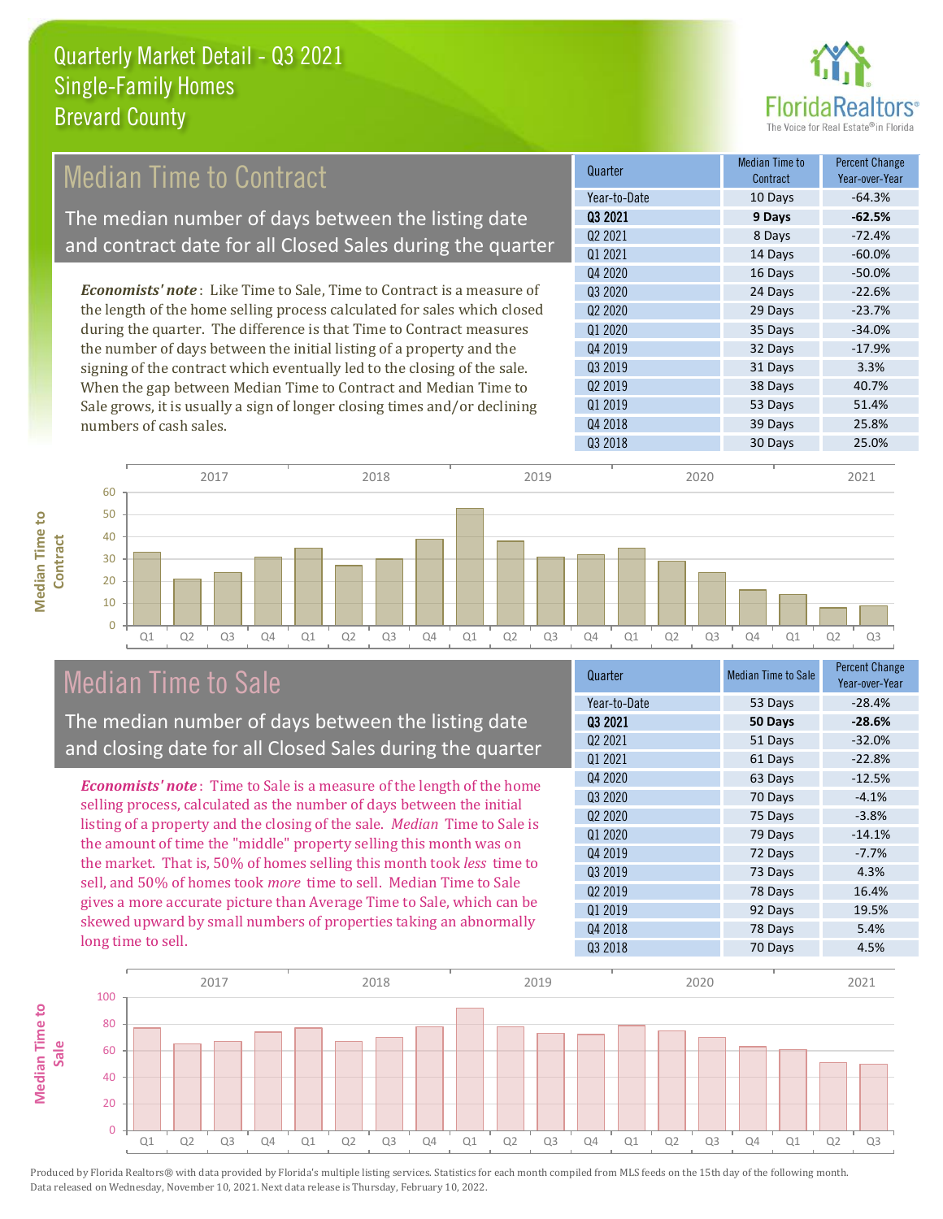# Quarterly Market Detail - Q3 2021
## Single-Family Homes
## Brevard County

## Median Time to Contract

The median number of days between the listing date and contract date for all Closed Sales during the quarter

*Economists' note*: Like Time to Sale, Time to Contract is a measure of the length of the home selling process calculated for sales which closed during the quarter. The difference is that Time to Contract measures the number of days between the initial listing of a property and the signing of the contract which eventually led to the closing of the sale. When the gap between Median Time to Contract and Median Time to Sale grows, it is usually a sign of longer closing times and/or declining numbers of cash sales.

| Quarter | Median Time to Contract | Percent Change Year-over-Year |
|---|---|---|
| Year-to-Date | 10 Days | -64.3% |
| **Q3 2021** | **9 Days** | **-62.5%** |
| Q2 2021 | 8 Days | -72.4% |
| Q1 2021 | 14 Days | -60.0% |
| Q4 2020 | 16 Days | -50.0% |
| Q3 2020 | 24 Days | -22.6% |
| Q2 2020 | 29 Days | -23.7% |
| Q1 2020 | 35 Days | -34.0% |
| Q4 2019 | 32 Days | -17.9% |
| Q3 2019 | 31 Days | 3.3% |
| Q2 2019 | 38 Days | 40.7% |
| Q1 2019 | 53 Days | 51.4% |
| Q4 2018 | 39 Days | 25.8% |
| Q3 2018 | 30 Days | 25.0% |

## Median Time to Sale

The median number of days between the listing date and closing date for all Closed Sales during the quarter

*Economists' note*: Time to Sale is a measure of the length of the home selling process, calculated as the number of days between the initial listing of a property and the closing of the sale. *Median* Time to Sale is the amount of time the "middle" property selling this month was on the market. That is, 50% of homes selling this month took *less* time to sell, and 50% of homes took *more* time to sell. Median Time to Sale gives a more accurate picture than Average Time to Sale, which can be skewed upward by small numbers of properties taking an abnormally long time to sell.

| Quarter | Median Time to Sale | Percent Change Year-over-Year |
|---|---|---|
| Year-to-Date | 53 Days | -28.4% |
| **Q3 2021** | **50 Days** | **-28.6%** |
| Q2 2021 | 51 Days | -32.0% |
| Q1 2021 | 61 Days | -22.8% |
| Q4 2020 | 63 Days | -12.5% |
| Q3 2020 | 70 Days | -4.1% |
| Q2 2020 | 75 Days | -3.8% |
| Q1 2020 | 79 Days | -14.1% |
| Q4 2019 | 72 Days | -7.7% |
| Q3 2019 | 73 Days | 4.3% |
| Q2 2019 | 78 Days | 16.4% |
| Q1 2019 | 92 Days | 19.5% |
| Q4 2018 | 78 Days | 5.4% |
| Q3 2018 | 70 Days | 4.5% |

Produced by Florida Realtors® with data provided by Florida's multiple listing services. Statistics for each month compiled from MLS feeds on the 15th day of the following month. Data released on Wednesday, November 10, 2021. Next data release is Thursday, February 10, 2022.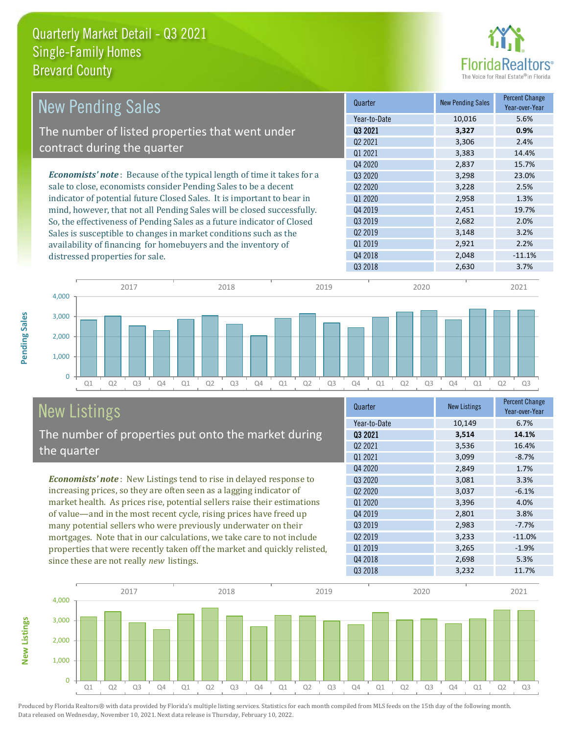# Quarterly Market Detail - Q3 2021
## Single-Family Homes
## Brevard County

## New Pending Sales

The number of listed properties that went under contract during the quarter

*Economists' note*: Because of the typical length of time it takes for a sale to close, economists consider Pending Sales to be a decent indicator of potential future Closed Sales. It is important to bear in mind, however, that not all Pending Sales will be closed successfully. So, the effectiveness of Pending Sales as a future indicator of Closed Sales is susceptible to changes in market conditions such as the availability of financing for homebuyers and the inventory of distressed properties for sale.

| Quarter | New Pending Sales | Percent Change Year-over-Year |
|---|---|---|
| Year-to-Date | 10,016 | 5.6% |
| **Q3 2021** | **3,327** | **0.9%** |
| Q2 2021 | 3,306 | 2.4% |
| Q1 2021 | 3,383 | 14.4% |
| Q4 2020 | 2,837 | 15.7% |
| Q3 2020 | 3,298 | 23.0% |
| Q2 2020 | 3,228 | 2.5% |
| Q1 2020 | 2,958 | 1.3% |
| Q4 2019 | 2,451 | 19.7% |
| Q3 2019 | 2,682 | 2.0% |
| Q2 2019 | 3,148 | 3.2% |
| Q1 2019 | 2,921 | 2.2% |
| Q4 2018 | 2,048 | -11.1% |
| Q3 2018 | 2,630 | 3.7% |

## New Listings

The number of properties put onto the market during the quarter

*Economists' note*: New Listings tend to rise in delayed response to increasing prices, so they are often seen as a lagging indicator of market health. As prices rise, potential sellers raise their estimations of value—and in the most recent cycle, rising prices have freed up many potential sellers who were previously underwater on their mortgages. Note that in our calculations, we take care to not include properties that were recently taken off the market and quickly relisted, since these are not really *new* listings.

| Quarter | New Listings | Percent Change Year-over-Year |
|---|---|---|
| Year-to-Date | 10,149 | 6.7% |
| **Q3 2021** | **3,514** | **14.1%** |
| Q2 2021 | 3,536 | 16.4% |
| Q1 2021 | 3,099 | -8.7% |
| Q4 2020 | 2,849 | 1.7% |
| Q3 2020 | 3,081 | 3.3% |
| Q2 2020 | 3,037 | -6.1% |
| Q1 2020 | 3,396 | 4.0% |
| Q4 2019 | 2,801 | 3.8% |
| Q3 2019 | 2,983 | -7.7% |
| Q2 2019 | 3,233 | -11.0% |
| Q1 2019 | 3,265 | -1.9% |
| Q4 2018 | 2,698 | 5.3% |
| Q3 2018 | 3,232 | 11.7% |

Produced by Florida Realtors® with data provided by Florida's multiple listing services. Statistics for each month compiled from MLS feeds on the 15th day of the following month. Data released on Wednesday, November 10, 2021. Next data release is Thursday, February 10, 2022.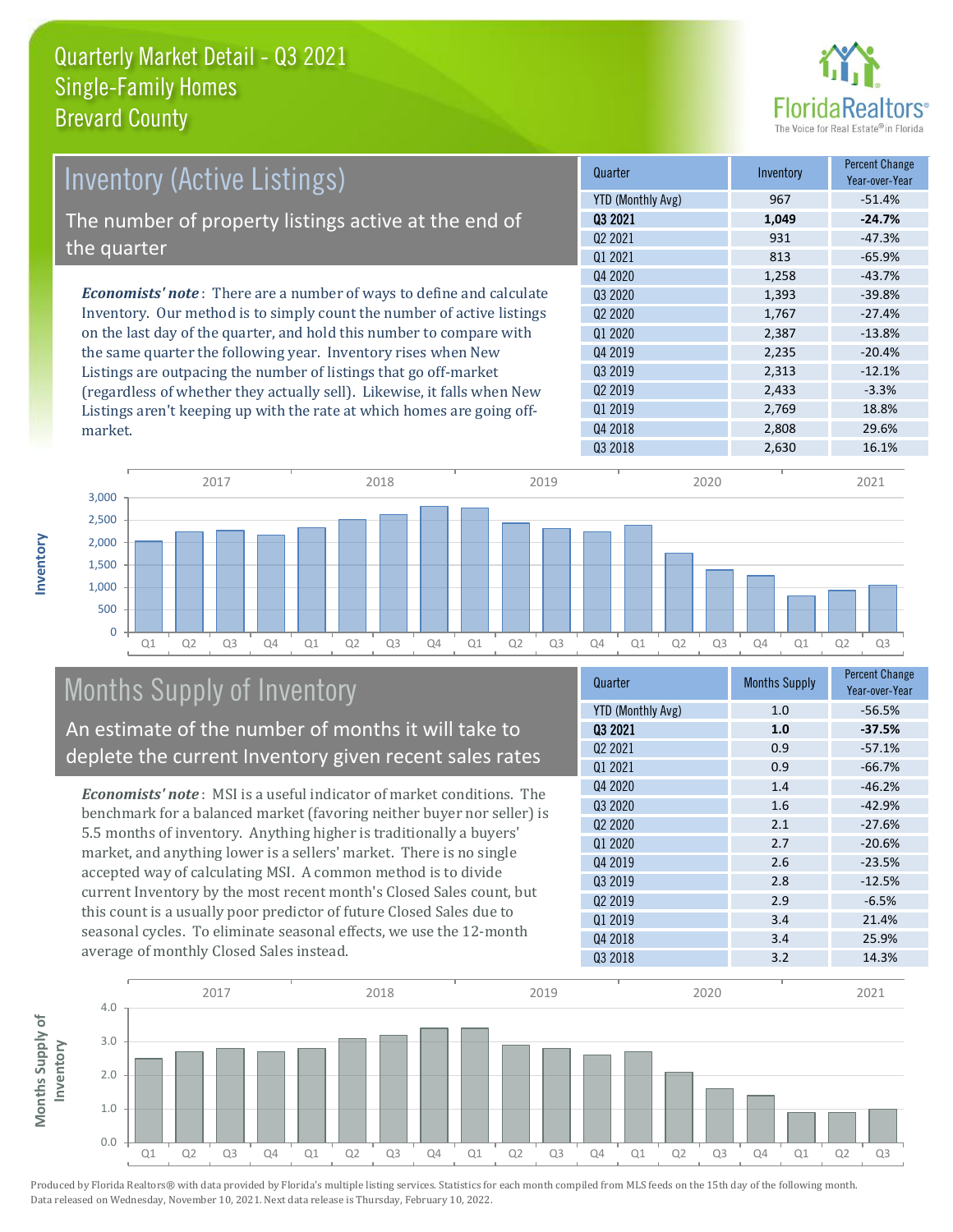# Quarterly Market Detail - Q3 2021
## Single-Family Homes
## Brevard County

## Inventory (Active Listings)

The number of property listings active at the end of the quarter

*Economists' note*: There are a number of ways to define and calculate Inventory. Our method is to simply count the number of active listings on the last day of the quarter, and hold this number to compare with the same quarter the following year. Inventory rises when New Listings are outpacing the number of listings that go off-market (regardless of whether they actually sell). Likewise, it falls when New Listings aren't keeping up with the rate at which homes are going off-market.

| Quarter | Inventory | Percent Change Year-over-Year |
|---|---|---|
| YTD (Monthly Avg) | 967 | -51.4% |
| **Q3 2021** | **1,049** | **-24.7%** |
| Q2 2021 | 931 | -47.3% |
| Q1 2021 | 813 | -65.9% |
| Q4 2020 | 1,258 | -43.7% |
| Q3 2020 | 1,393 | -39.8% |
| Q2 2020 | 1,767 | -27.4% |
| Q1 2020 | 2,387 | -13.8% |
| Q4 2019 | 2,235 | -20.4% |
| Q3 2019 | 2,313 | -12.1% |
| Q2 2019 | 2,433 | -3.3% |
| Q1 2019 | 2,769 | 18.8% |
| Q4 2018 | 2,808 | 29.6% |
| Q3 2018 | 2,630 | 16.1% |

## Months Supply of Inventory

An estimate of the number of months it will take to deplete the current Inventory given recent sales rates

*Economists' note*: MSI is a useful indicator of market conditions. The benchmark for a balanced market (favoring neither buyer nor seller) is 5.5 months of inventory. Anything higher is traditionally a buyers' market, and anything lower is a sellers' market. There is no single accepted way of calculating MSI. A common method is to divide current Inventory by the most recent month's Closed Sales count, but this count is a usually poor predictor of future Closed Sales due to seasonal cycles. To eliminate seasonal effects, we use the 12-month average of monthly Closed Sales instead.

| Quarter | Months Supply | Percent Change Year-over-Year |
|---|---|---|
| YTD (Monthly Avg) | 1.0 | -56.5% |
| **Q3 2021** | **1.0** | **-37.5%** |
| Q2 2021 | 0.9 | -57.1% |
| Q1 2021 | 0.9 | -66.7% |
| Q4 2020 | 1.4 | -46.2% |
| Q3 2020 | 1.6 | -42.9% |
| Q2 2020 | 2.1 | -27.6% |
| Q1 2020 | 2.7 | -20.6% |
| Q4 2019 | 2.6 | -23.5% |
| Q3 2019 | 2.8 | -12.5% |
| Q2 2019 | 2.9 | -6.5% |
| Q1 2019 | 3.4 | 21.4% |
| Q4 2018 | 3.4 | 25.9% |
| Q3 2018 | 3.2 | 14.3% |

Produced by Florida Realtors® with data provided by Florida's multiple listing services. Statistics for each month compiled from MLS feeds on the 15th day of the following month. Data released on Wednesday, November 10, 2021. Next data release is Thursday, February 10, 2022.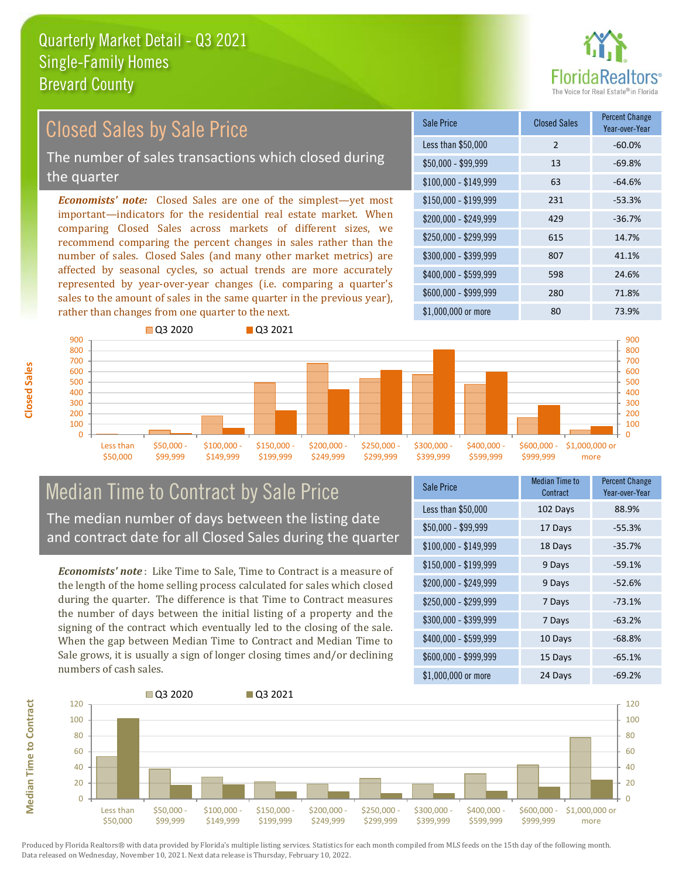# Quarterly Market Detail - Q3 2021
## Single-Family Homes
## Brevard County

## Closed Sales by Sale Price

The number of sales transactions which closed during the quarter

***Economists' note:*** Closed Sales are one of the simplest—yet most important—indicators for the residential real estate market. When comparing Closed Sales across markets of different sizes, we recommend comparing the percent changes in sales rather than the number of sales. Closed Sales (and many other market metrics) are affected by seasonal cycles, so actual trends are more accurately represented by year-over-year changes (i.e. comparing a quarter's sales to the amount of sales in the same quarter in the previous year), rather than changes from one quarter to the next.

| Sale Price | Closed Sales | Percent Change Year-over-Year |
|---|---|---|
| Less than $50,000 | 2 | -60.0% |
| $50,000 - $99,999 | 13 | -69.8% |
| $100,000 - $149,999 | 63 | -64.6% |
| $150,000 - $199,999 | 231 | -53.3% |
| $200,000 - $249,999 | 429 | -36.7% |
| $250,000 - $299,999 | 615 | 14.7% |
| $300,000 - $399,999 | 807 | 41.1% |
| $400,000 - $599,999 | 598 | 24.6% |
| $600,000 - $999,999 | 280 | 71.8% |
| $1,000,000 or more | 80 | 73.9% |

## Median Time to Contract by Sale Price

The median number of days between the listing date and contract date for all Closed Sales during the quarter

***Economists' note***: Like Time to Sale, Time to Contract is a measure of the length of the home selling process calculated for sales which closed during the quarter. The difference is that Time to Contract measures the number of days between the initial listing of a property and the signing of the contract which eventually led to the closing of the sale. When the gap between Median Time to Contract and Median Time to Sale grows, it is usually a sign of longer closing times and/or declining numbers of cash sales.

| Sale Price | Median Time to Contract | Percent Change Year-over-Year |
|---|---|---|
| Less than $50,000 | 102 Days | 88.9% |
| $50,000 - $99,999 | 17 Days | -55.3% |
| $100,000 - $149,999 | 18 Days | -35.7% |
| $150,000 - $199,999 | 9 Days | -59.1% |
| $200,000 - $249,999 | 9 Days | -52.6% |
| $250,000 - $299,999 | 7 Days | -73.1% |
| $300,000 - $399,999 | 7 Days | -63.2% |
| $400,000 - $599,999 | 10 Days | -68.8% |
| $600,000 - $999,999 | 15 Days | -65.1% |
| $1,000,000 or more | 24 Days | -69.2% |

Produced by Florida Realtors® with data provided by Florida's multiple listing services. Statistics for each month compiled from MLS feeds on the 15th day of the following month. Data released on Wednesday, November 10, 2021. Next data release is Thursday, February 10, 2022.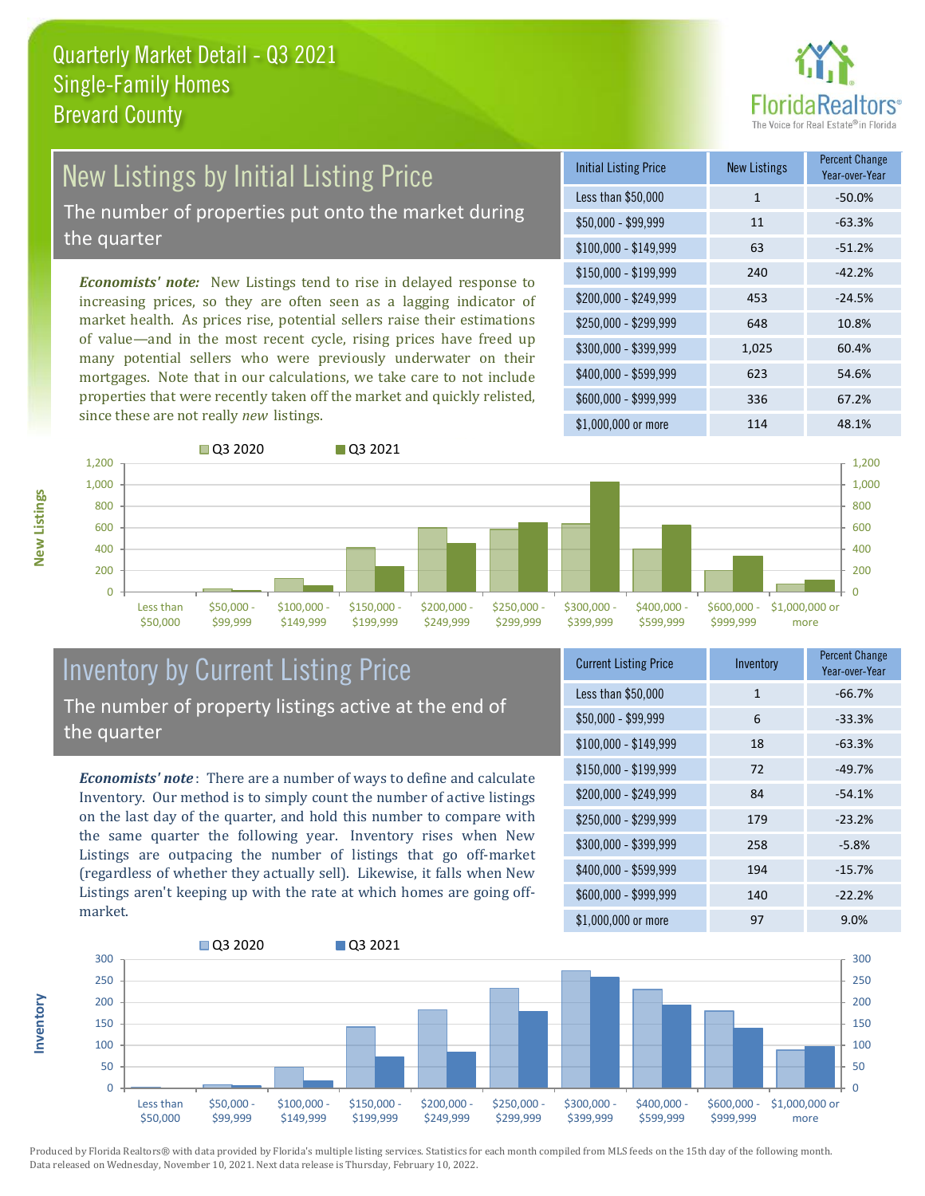# Quarterly Market Detail - Q3 2021
## Single-Family Homes
## Brevard County

## New Listings by Initial Listing Price

The number of properties put onto the market during the quarter

*Economists' note:* New Listings tend to rise in delayed response to increasing prices, so they are often seen as a lagging indicator of market health. As prices rise, potential sellers raise their estimations of value—and in the most recent cycle, rising prices have freed up many potential sellers who were previously underwater on their mortgages. Note that in our calculations, we take care to not include properties that were recently taken off the market and quickly relisted, since these are not really *new* listings.

| Initial Listing Price | New Listings | Percent Change Year-over-Year |
|---|---|---|
| Less than $50,000 | 1 | -50.0% |
| $50,000 - $99,999 | 11 | -63.3% |
| $100,000 - $149,999 | 63 | -51.2% |
| $150,000 - $199,999 | 240 | -42.2% |
| $200,000 - $249,999 | 453 | -24.5% |
| $250,000 - $299,999 | 648 | 10.8% |
| $300,000 - $399,999 | 1,025 | 60.4% |
| $400,000 - $599,999 | 623 | 54.6% |
| $600,000 - $999,999 | 336 | 67.2% |
| $1,000,000 or more | 114 | 48.1% |

## Inventory by Current Listing Price

The number of property listings active at the end of the quarter

*Economists' note*: There are a number of ways to define and calculate Inventory. Our method is to simply count the number of active listings on the last day of the quarter, and hold this number to compare with the same quarter the following year. Inventory rises when New Listings are outpacing the number of listings that go off-market (regardless of whether they actually sell). Likewise, it falls when New Listings aren't keeping up with the rate at which homes are going off-market.

| Current Listing Price | Inventory | Percent Change Year-over-Year |
|---|---|---|
| Less than $50,000 | 1 | -66.7% |
| $50,000 - $99,999 | 6 | -33.3% |
| $100,000 - $149,999 | 18 | -63.3% |
| $150,000 - $199,999 | 72 | -49.7% |
| $200,000 - $249,999 | 84 | -54.1% |
| $250,000 - $299,999 | 179 | -23.2% |
| $300,000 - $399,999 | 258 | -5.8% |
| $400,000 - $599,999 | 194 | -15.7% |
| $600,000 - $999,999 | 140 | -22.2% |
| $1,000,000 or more | 97 | 9.0% |

Produced by Florida Realtors® with data provided by Florida's multiple listing services. Statistics for each month compiled from MLS feeds on the 15th day of the following month. Data released on Wednesday, November 10, 2021. Next data release is Thursday, February 10, 2022.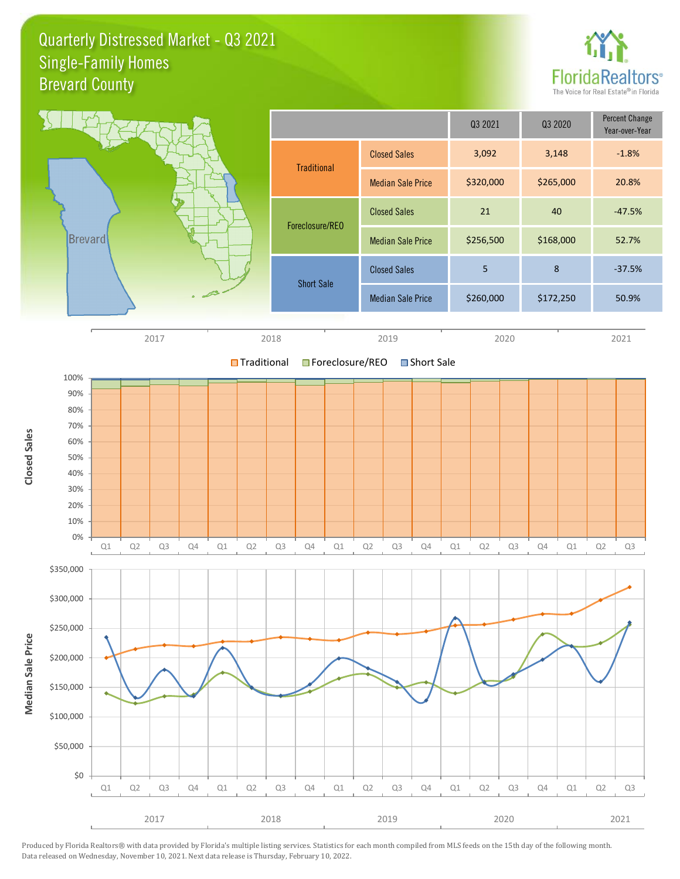# Quarterly Distressed Market - Q3 2021
## Single-Family Homes
## Brevard County

FloridaRealtors®
The Voice for Real Estate® in Florida

Brevard

| | | Q3 2021 | Q3 2020 | Percent Change Year-over-Year |
|---|---|---|---|---|
| Traditional | Closed Sales | 3,092 | 3,148 | -1.8% |
| | Median Sale Price | $320,000 | $265,000 | 20.8% |
| Foreclosure/REO | Closed Sales | 21 | 40 | -47.5% |
| | Median Sale Price | $256,500 | $168,000 | 52.7% |
| Short Sale | Closed Sales | 5 | 8 | -37.5% |
| | Median Sale Price | $260,000 | $172,250 | 50.9% |

2017 2018 2019 2020 2021

Traditional Foreclosure/REO Short Sale

Closed Sales

100% 90% 80% 70% 60% 50% 40% 30% 20% 10% 0%

Q1 Q2 Q3 Q4 Q1 Q2 Q3 Q4 Q1 Q2 Q3 Q4 Q1 Q2 Q3 Q4 Q1 Q2 Q3

Median Sale Price

$350,000 $300,000 $250,000 $200,000 $150,000 $100,000 $50,000 $0

Q1 Q2 Q3 Q4 Q1 Q2 Q3 Q4 Q1 Q2 Q3 Q4 Q1 Q2 Q3 Q4 Q1 Q2 Q3

2017 2018 2019 2020 2021

Produced by Florida Realtors® with data provided by Florida's multiple listing services. Statistics for each month compiled from MLS feeds on the 15th day of the following month.
Data released on Wednesday, November 10, 2021. Next data release is Thursday, February 10, 2022.